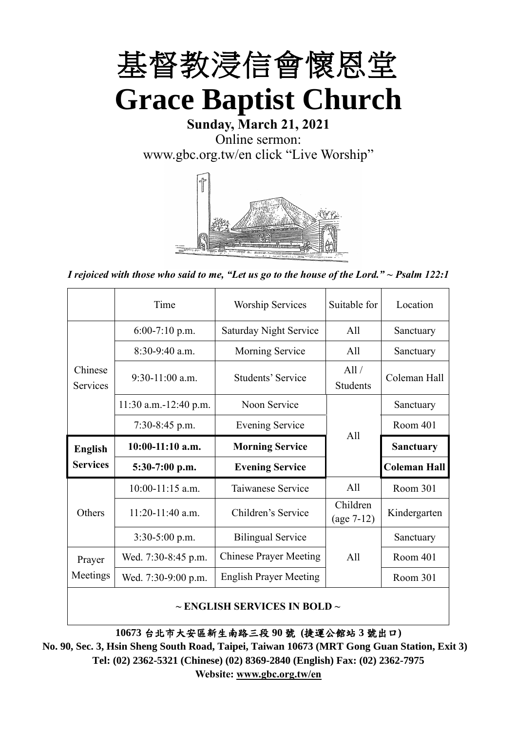# 基督教浸信會懷恩堂

# Grace Baptist Church

**Sunday, March 21, 2021**

Online sermon:

www.gbc.org.tw/en click "Live Worship"

*I rejoiced with those who said to me, "Let us go to the house of the Lord." ~ Psalm 122:1*

| | Time | Worship Services | Suitable for | Location |
|---|---|---|---|---|
| Chinese Services | 6:00-7:10 p.m. | Saturday Night Service | All | Sanctuary |
| | 8:30-9:40 a.m. | Morning Service | All | Sanctuary |
| | 9:30-11:00 a.m. | Students' Service | All / Students | Coleman Hall |
| | 11:30 a.m.-12:40 p.m. | Noon Service | All | Sanctuary |
| | 7:30-8:45 p.m. | Evening Service | All | Room 401 |
| **English Services** | **10:00-11:10 a.m.** | **Morning Service** | All | **Sanctuary** |
| | **5:30-7:00 p.m.** | **Evening Service** | All | **Coleman Hall** |
| Others | 10:00-11:15 a.m. | Taiwanese Service | All | Room 301 |
| | 11:20-11:40 a.m. | Children's Service | Children (age 7-12) | Kindergarten |
| | 3:30-5:00 p.m. | Bilingual Service | All | Sanctuary |
| Prayer Meetings | Wed. 7:30-8:45 p.m. | Chinese Prayer Meeting | All | Room 401 |
| | Wed. 7:30-9:00 p.m. | English Prayer Meeting | All | Room 301 |

**~ ENGLISH SERVICES IN BOLD ~**

**10673 台北市大安區新生南路三段 90 號 (捷運公館站 3 號出口)**

**No. 90, Sec. 3, Hsin Sheng South Road, Taipei, Taiwan 10673 (MRT Gong Guan Station, Exit 3)**

**Tel: (02) 2362-5321 (Chinese) (02) 8369-2840 (English) Fax: (02) 2362-7975**

**Website: www.gbc.org.tw/en**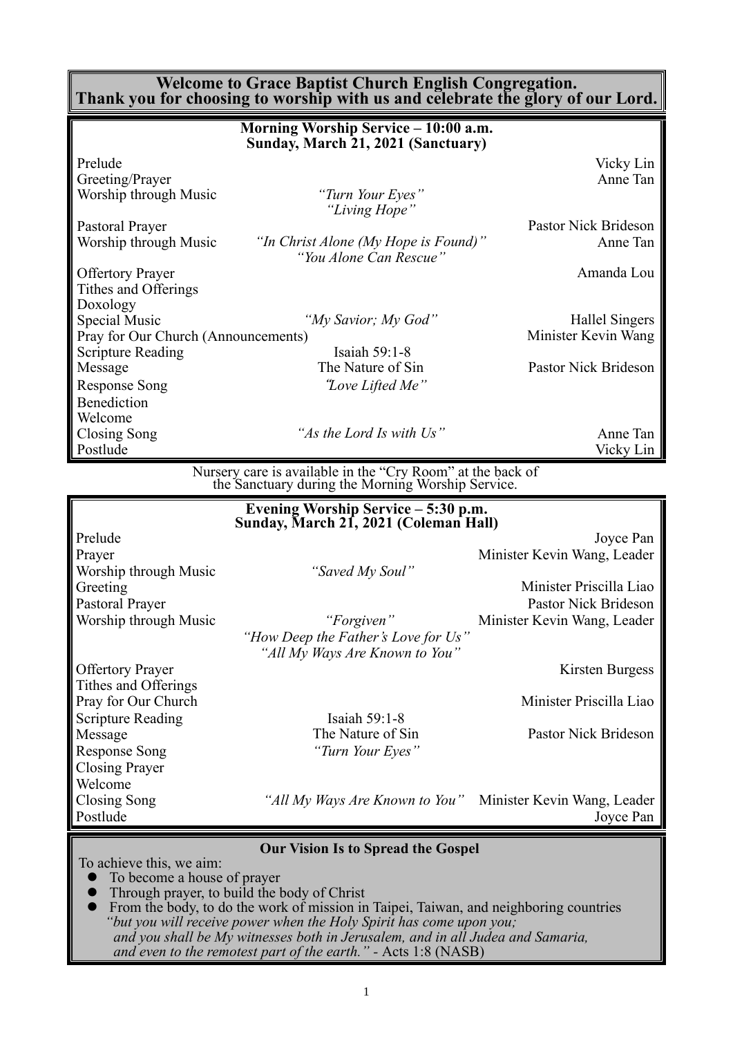## Welcome to Grace Baptist Church English Congregation.
## Thank you for choosing to worship with us and celebrate the glory of our Lord.

### Morning Worship Service – 10:00 a.m.
### Sunday, March 21, 2021 (Sanctuary)

| | | |
|---|---|---|
| Prelude | | Vicky Lin |
| Greeting/Prayer | | Anne Tan |
| Worship through Music | *"Turn Your Eyes"* *"Living Hope"* | |
| Pastoral Prayer | | Pastor Nick Brideson |
| Worship through Music | *"In Christ Alone (My Hope is Found)"* *"You Alone Can Rescue"* | Anne Tan |
| Offertory Prayer | | Amanda Lou |
| Tithes and Offerings | | |
| Doxology | | |
| Special Music | *"My Savior; My God"* | Hallel Singers |
| Pray for Our Church (Announcements) | | Minister Kevin Wang |
| Scripture Reading | Isaiah 59:1-8 | |
| Message | The Nature of Sin | Pastor Nick Brideson |
| Response Song | *"Love Lifted Me"* | |
| Benediction | | |
| Welcome | | |
| Closing Song | *"As the Lord Is with Us"* | Anne Tan |
| Postlude | | Vicky Lin |

Nursery care is available in the "Cry Room" at the back of the Sanctuary during the Morning Worship Service.

### Evening Worship Service – 5:30 p.m.
### Sunday, March 21, 2021 (Coleman Hall)

| | | |
|---|---|---|
| Prelude | | Joyce Pan |
| Prayer | | Minister Kevin Wang, Leader |
| Worship through Music | *"Saved My Soul"* | |
| Greeting | | Minister Priscilla Liao |
| Pastoral Prayer | | Pastor Nick Brideson |
| Worship through Music | *"Forgiven"* *"How Deep the Father's Love for Us"* *"All My Ways Are Known to You"* | Minister Kevin Wang, Leader |
| Offertory Prayer | | Kirsten Burgess |
| Tithes and Offerings | | |
| Pray for Our Church | | Minister Priscilla Liao |
| Scripture Reading | Isaiah 59:1-8 | |
| Message | The Nature of Sin | Pastor Nick Brideson |
| Response Song | *"Turn Your Eyes"* | |
| Closing Prayer | | |
| Welcome | | |
| Closing Song | *"All My Ways Are Known to You"* | Minister Kevin Wang, Leader |
| Postlude | | Joyce Pan |

### Our Vision Is to Spread the Gospel

To achieve this, we aim:

- To become a house of prayer
- Through prayer, to build the body of Christ
- From the body, to do the work of mission in Taipei, Taiwan, and neighboring countries

*"but you will receive power when the Holy Spirit has come upon you; and you shall be My witnesses both in Jerusalem, and in all Judea and Samaria, and even to the remotest part of the earth."* - Acts 1:8 (NASB)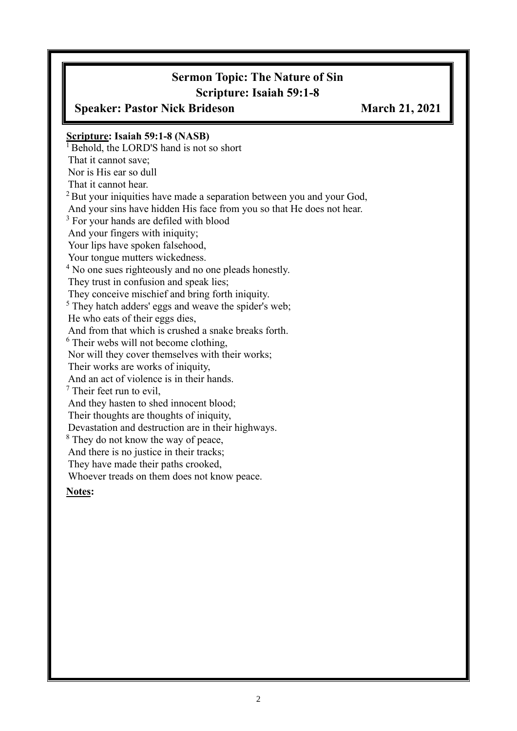**Sermon Topic: The Nature of Sin**
**Scripture: Isaiah 59:1-8**
**Speaker: Pastor Nick Brideson** **March 21, 2021**

**<u>Scripture</u>: Isaiah 59:1-8 (NASB)**

[1] Behold, the LORD'S hand is not so short
That it cannot save;
Nor is His ear so dull
That it cannot hear.
[2] But your iniquities have made a separation between you and your God,
And your sins have hidden His face from you so that He does not hear.
[3] For your hands are defiled with blood
And your fingers with iniquity;
Your lips have spoken falsehood,
Your tongue mutters wickedness.
[4] No one sues righteously and no one pleads honestly.
They trust in confusion and speak lies;
They conceive mischief and bring forth iniquity.
[5] They hatch adders' eggs and weave the spider's web;
He who eats of their eggs dies,
And from that which is crushed a snake breaks forth.
[6] Their webs will not become clothing,
Nor will they cover themselves with their works;
Their works are works of iniquity,
And an act of violence is in their hands.
[7] Their feet run to evil,
And they hasten to shed innocent blood;
Their thoughts are thoughts of iniquity,
Devastation and destruction are in their highways.
[8] They do not know the way of peace,
And there is no justice in their tracks;
They have made their paths crooked,
Whoever treads on them does not know peace.

**<u>Notes</u>:**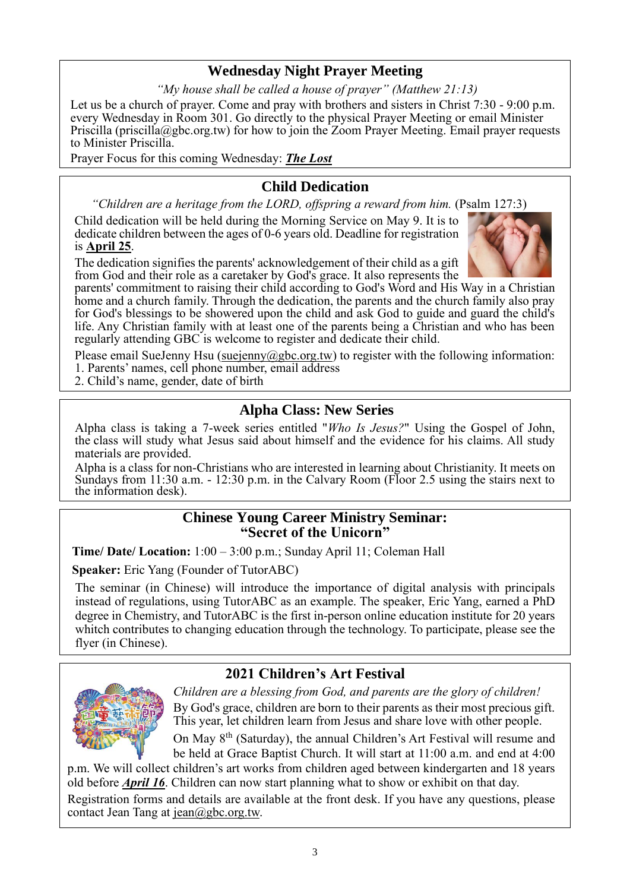## Wednesday Night Prayer Meeting

*"My house shall be called a house of prayer" (Matthew 21:13)*

Let us be a church of prayer. Come and pray with brothers and sisters in Christ 7:30 - 9:00 p.m. every Wednesday in Room 301. Go directly to the physical Prayer Meeting or email Minister Priscilla (priscilla@gbc.org.tw) for how to join the Zoom Prayer Meeting. Email prayer requests to Minister Priscilla.

Prayer Focus for this coming Wednesday: ***The Lost***

## Child Dedication

*"Children are a heritage from the LORD, offspring a reward from him.* (Psalm 127:3)

Child dedication will be held during the Morning Service on May 9. It is to dedicate children between the ages of 0-6 years old. Deadline for registration is **April 25**.

The dedication signifies the parents' acknowledgement of their child as a gift from God and their role as a caretaker by God's grace. It also represents the parents' commitment to raising their child according to God's Word and His Way in a Christian home and a church family. Through the dedication, the parents and the church family also pray for God's blessings to be showered upon the child and ask God to guide and guard the child's life. Any Christian family with at least one of the parents being a Christian and who has been regularly attending GBC is welcome to register and dedicate their child.

Please email SueJenny Hsu (suejenny@gbc.org.tw) to register with the following information:

1. Parents' names, cell phone number, email address
2. Child's name, gender, date of birth

## Alpha Class: New Series

Alpha class is taking a 7-week series entitled "*Who Is Jesus?*" Using the Gospel of John, the class will study what Jesus said about himself and the evidence for his claims. All study materials are provided.

Alpha is a class for non-Christians who are interested in learning about Christianity. It meets on Sundays from 11:30 a.m. - 12:30 p.m. in the Calvary Room (Floor 2.5 using the stairs next to the information desk).

## Chinese Young Career Ministry Seminar: "Secret of the Unicorn"

**Time/ Date/ Location:** 1:00 – 3:00 p.m.; Sunday April 11; Coleman Hall

**Speaker:** Eric Yang (Founder of TutorABC)

The seminar (in Chinese) will introduce the importance of digital analysis with principals instead of regulations, using TutorABC as an example. The speaker, Eric Yang, earned a PhD degree in Chemistry, and TutorABC is the first in-person online education institute for 20 years whitch contributes to changing education through the technology. To participate, please see the flyer (in Chinese).

## 2021 Children's Art Festival

*Children are a blessing from God, and parents are the glory of children!*

By God's grace, children are born to their parents as their most precious gift. This year, let children learn from Jesus and share love with other people.

On May 8th (Saturday), the annual Children's Art Festival will resume and be held at Grace Baptist Church. It will start at 11:00 a.m. and end at 4:00 p.m. We will collect children's art works from children aged between kindergarten and 18 years old before ***April 16***. Children can now start planning what to show or exhibit on that day.

Registration forms and details are available at the front desk. If you have any questions, please contact Jean Tang at jean@gbc.org.tw.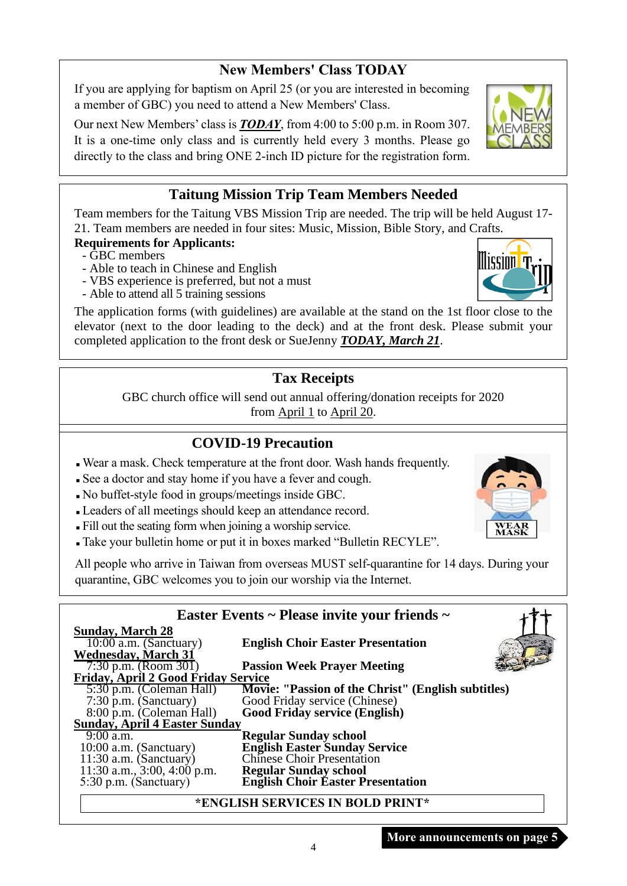## New Members' Class TODAY

If you are applying for baptism on April 25 (or you are interested in becoming a member of GBC) you need to attend a New Members' Class.

Our next New Members' class is ***TODAY***, from 4:00 to 5:00 p.m. in Room 307. It is a one-time only class and is currently held every 3 months. Please go directly to the class and bring ONE 2-inch ID picture for the registration form.

## Taitung Mission Trip Team Members Needed

Team members for the Taitung VBS Mission Trip are needed. The trip will be held August 17-21. Team members are needed in four sites: Music, Mission, Bible Story, and Crafts.

**Requirements for Applicants:**

- GBC members
- Able to teach in Chinese and English
- VBS experience is preferred, but not a must
- Able to attend all 5 training sessions

The application forms (with guidelines) are available at the stand on the 1st floor close to the elevator (next to the door leading to the deck) and at the front desk. Please submit your completed application to the front desk or SueJenny ***TODAY, March 21***.

## Tax Receipts

GBC church office will send out annual offering/donation receipts for 2020 from April 1 to April 20.

## COVID-19 Precaution

- Wear a mask. Check temperature at the front door. Wash hands frequently.
- See a doctor and stay home if you have a fever and cough.
- No buffet-style food in groups/meetings inside GBC.
- Leaders of all meetings should keep an attendance record.
- Fill out the seating form when joining a worship service.
- Take your bulletin home or put it in boxes marked "Bulletin RECYLE".

All people who arrive in Taiwan from overseas MUST self-quarantine for 14 days. During your quarantine, GBC welcomes you to join our worship via the Internet.

## Easter Events ~ Please invite your friends ~

**Sunday, March 28**

| | |
|---|---|
| 10:00 a.m. (Sanctuary) | **English Choir Easter Presentation** |

**Wednesday, March 31**

| | |
|---|---|
| 7:30 p.m. (Room 301) | **Passion Week Prayer Meeting** |

**Friday, April 2 Good Friday Service**

| | |
|---|---|
| 5:30 p.m. (Coleman Hall) | **Movie: "Passion of the Christ" (English subtitles)** |
| 7:30 p.m. (Sanctuary) | Good Friday service (Chinese) |
| 8:00 p.m. (Coleman Hall) | **Good Friday service (English)** |

**Sunday, April 4 Easter Sunday**

| | |
|---|---|
| 9:00 a.m. | **Regular Sunday school** |
| 10:00 a.m. (Sanctuary) | **English Easter Sunday Service** |
| 11:30 a.m. (Sanctuary) | Chinese Choir Presentation |
| 11:30 a.m., 3:00, 4:00 p.m. | **Regular Sunday school** |
| 5:30 p.m. (Sanctuary) | **English Choir Easter Presentation** |

**\*ENGLISH SERVICES IN BOLD PRINT\***

**More announcements on page 5**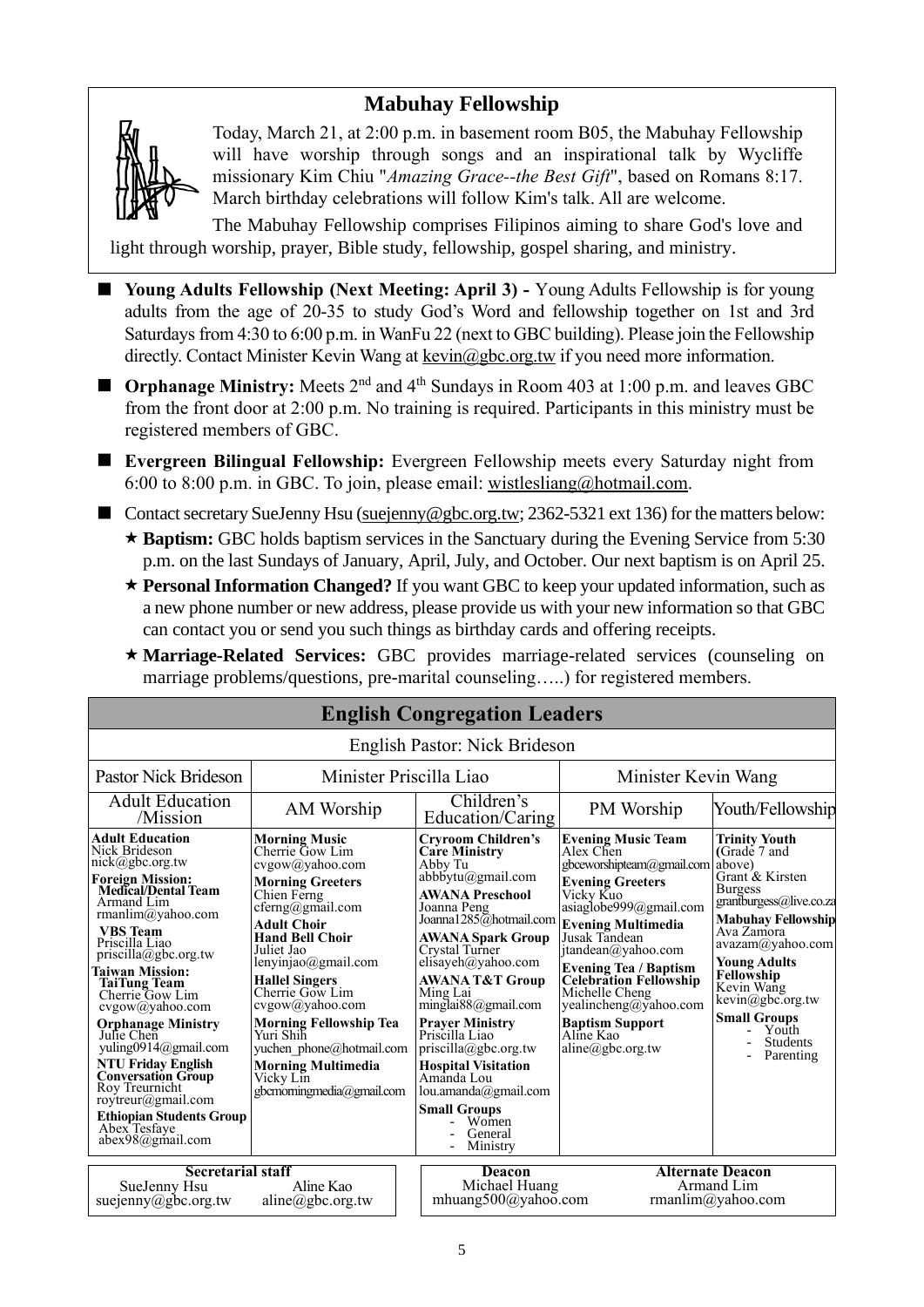## Mabuhay Fellowship

Today, March 21, at 2:00 p.m. in basement room B05, the Mabuhay Fellowship will have worship through songs and an inspirational talk by Wycliffe missionary Kim Chiu "*Amazing Grace--the Best Gift*", based on Romans 8:17. March birthday celebrations will follow Kim's talk. All are welcome.

The Mabuhay Fellowship comprises Filipinos aiming to share God's love and light through worship, prayer, Bible study, fellowship, gospel sharing, and ministry.

- **Young Adults Fellowship (Next Meeting: April 3) -** Young Adults Fellowship is for young adults from the age of 20-35 to study God's Word and fellowship together on 1st and 3rd Saturdays from 4:30 to 6:00 p.m. in WanFu 22 (next to GBC building). Please join the Fellowship directly. Contact Minister Kevin Wang at kevin@gbc.org.tw if you need more information.
- **Orphanage Ministry:** Meets 2nd and 4th Sundays in Room 403 at 1:00 p.m. and leaves GBC from the front door at 2:00 p.m. No training is required. Participants in this ministry must be registered members of GBC.
- **Evergreen Bilingual Fellowship:** Evergreen Fellowship meets every Saturday night from 6:00 to 8:00 p.m. in GBC. To join, please email: wistlesliang@hotmail.com.
- Contact secretary SueJenny Hsu (suejenny@gbc.org.tw; 2362-5321 ext 136) for the matters below:
  - ★ **Baptism:** GBC holds baptism services in the Sanctuary during the Evening Service from 5:30 p.m. on the last Sundays of January, April, July, and October. Our next baptism is on April 25.
  - ★ **Personal Information Changed?** If you want GBC to keep your updated information, such as a new phone number or new address, please provide us with your new information so that GBC can contact you or send you such things as birthday cards and offering receipts.
  - ★ **Marriage-Related Services:** GBC provides marriage-related services (counseling on marriage problems/questions, pre-marital counseling…..) for registered members.

## English Congregation Leaders

English Pastor: Nick Brideson

| Pastor Nick Brideson | Minister Priscilla Liao | | Minister Kevin Wang | |
|---|---|---|---|---|
| Adult Education /Mission | AM Worship | Children's Education/Caring | PM Worship | Youth/Fellowship |
| **Adult Education** Nick Brideson nick@gbc.org.tw<br>**Foreign Mission: Medical/Dental Team** Armand Lim rmanlim@yahoo.com<br>**VBS Team** Priscilla Liao priscilla@gbc.org.tw<br>**Taiwan Mission: TaiTung Team** Cherrie Gow Lim cvgow@yahoo.com<br>**Orphanage Ministry** Julie Chen yuling0914@gmail.com<br>**NTU Friday English Conversation Group** Roy Treurnicht roytreur@gmail.com<br>**Ethiopian Students Group** Abex Tesfaye abex98@gmail.com | **Morning Music** Cherrie Gow Lim cvgow@yahoo.com<br>**Morning Greeters** Chien Ferng cferng@gmail.com<br>**Adult Choir**<br>**Hand Bell Choir** Juliet Jao lenyinjao@gmail.com<br>**Hallel Singers** Cherrie Gow Lim cvgow@yahoo.com<br>**Morning Fellowship Tea** Yuri Shih yuchen_phone@hotmail.com<br>**Morning Multimedia** Vicky Lin gbcmorningmedia@gmail.com | **Cryroom Children's Care Ministry** Abby Tu abbbytu@gmail.com<br>**AWANA Preschool** Joanna Peng Joanna1285@hotmail.com<br>**AWANA Spark Group** Crystal Turner elisayeh@yahoo.com<br>**AWANA T&T Group** Ming Lai minglai88@gmail.com<br>**Prayer Ministry** Priscilla Liao priscilla@gbc.org.tw<br>**Hospital Visitation** Amanda Lou lou.amanda@gmail.com<br>**Small Groups** - Women - General - Ministry | **Evening Music Team** Alex Chen gbceworshipteam@gmail.com<br>**Evening Greeters** Vicky Kuo asiaglobe999@gmail.com<br>**Evening Multimedia** Jusak Tandean jtandean@yahoo.com<br>**Evening Tea / Baptism Celebration Fellowship** Michelle Cheng yealincheng@yahoo.com<br>**Baptism Support** Aline Kao aline@gbc.org.tw | **Trinity Youth** (Grade 7 and above) Grant & Kirsten Burgess grantburgess@live.co.za<br>**Mabuhay Fellowship** Ava Zamora avazam@yahoo.com<br>**Young Adults Fellowship** Kevin Wang kevin@gbc.org.tw<br>**Small Groups** - Youth - Students - Parenting |

| **Secretarial staff** | | **Deacon** | **Alternate Deacon** |
|---|---|---|---|
| SueJenny Hsu suejenny@gbc.org.tw | Aline Kao aline@gbc.org.tw | Michael Huang mhuang500@yahoo.com | Armand Lim rmanlim@yahoo.com |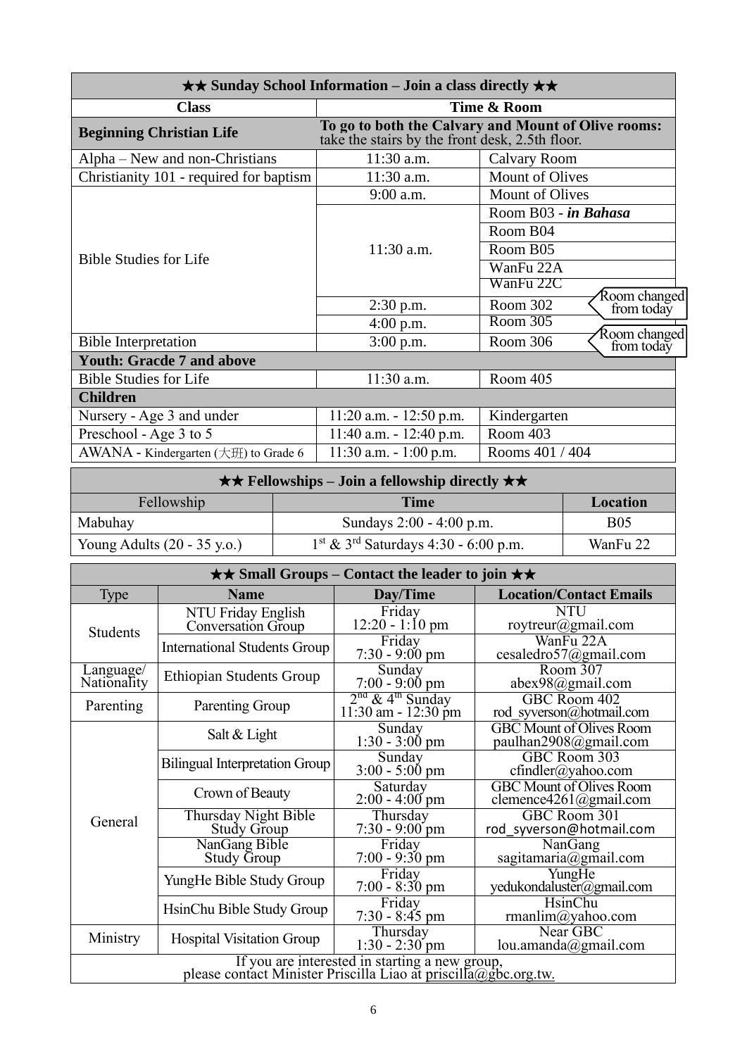| ★★ Sunday School Information – Join a class directly ★★ | | |
|---|---|---|
| **Class** | **Time & Room** | |
| **Beginning Christian Life** | **To go to both the Calvary and Mount of Olive rooms:** take the stairs by the front desk, 2.5th floor. | |
| Alpha – New and non-Christians | 11:30 a.m. | Calvary Room |
| Christianity 101 - required for baptism | 11:30 a.m. | Mount of Olives |
| Bible Studies for Life | 9:00 a.m. | Mount of Olives |
| | 11:30 a.m. | Room B03 - ***in Bahasa*** |
| | | Room B04 |
| | | Room B05 |
| | | WanFu 22A |
| | | WanFu 22C |
| | 2:30 p.m. | Room 302 (Room changed from today) |
| | 4:00 p.m. | Room 305 |
| Bible Interpretation | 3:00 p.m. | Room 306 (Room changed from today) |
| **Youth: Gracde 7 and above** | | |
| Bible Studies for Life | 11:30 a.m. | Room 405 |
| **Children** | | |
| Nursery - Age 3 and under | 11:20 a.m. - 12:50 p.m. | Kindergarten |
| Preschool - Age 3 to 5 | 11:40 a.m. - 12:40 p.m. | Room 403 |
| AWANA - Kindergarten (大班) to Grade 6 | 11:30 a.m. - 1:00 p.m. | Rooms 401 / 404 |

| ★★ Fellowships – Join a fellowship directly ★★ | | |
|---|---|---|
| Fellowship | **Time** | **Location** |
| Mabuhay | Sundays 2:00 - 4:00 p.m. | B05 |
| Young Adults (20 - 35 y.o.) | 1st & 3rd Saturdays 4:30 - 6:00 p.m. | WanFu 22 |

| ★★ Small Groups – Contact the leader to join ★★ | | | |
|---|---|---|---|
| Type | **Name** | **Day/Time** | **Location/Contact Emails** |
| Students | NTU Friday English Conversation Group | Friday 12:20 - 1:10 pm | NTU roytreur@gmail.com |
| | International Students Group | Friday 7:30 - 9:00 pm | WanFu 22A cesaledro57@gmail.com |
| Language/ Nationality | Ethiopian Students Group | Sunday 7:00 - 9:00 pm | Room 307 abex98@gmail.com |
| Parenting | Parenting Group | 2nd & 4th Sunday 11:30 am - 12:30 pm | GBC Room 402 rod_syverson@hotmail.com |
| General | Salt & Light | Sunday 1:30 - 3:00 pm | GBC Mount of Olives Room paulhan2908@gmail.com |
| | Bilingual Interpretation Group | Sunday 3:00 - 5:00 pm | GBC Room 303 cfindler@yahoo.com |
| | Crown of Beauty | Saturday 2:00 - 4:00 pm | GBC Mount of Olives Room clemence4261@gmail.com |
| | Thursday Night Bible Study Group | Thursday 7:30 - 9:00 pm | GBC Room 301 rod_syverson@hotmail.com |
| | NanGang Bible Study Group | Friday 7:00 - 9:30 pm | NanGang sagitamaria@gmail.com |
| | YungHe Bible Study Group | Friday 7:00 - 8:30 pm | YungHe yedukondaluster@gmail.com |
| | HsinChu Bible Study Group | Friday 7:30 - 8:45 pm | HsinChu rmanlim@yahoo.com |
| Ministry | Hospital Visitation Group | Thursday 1:30 - 2:30 pm | Near GBC lou.amanda@gmail.com |

If you are interested in starting a new group, please contact Minister Priscilla Liao at priscilla@gbc.org.tw.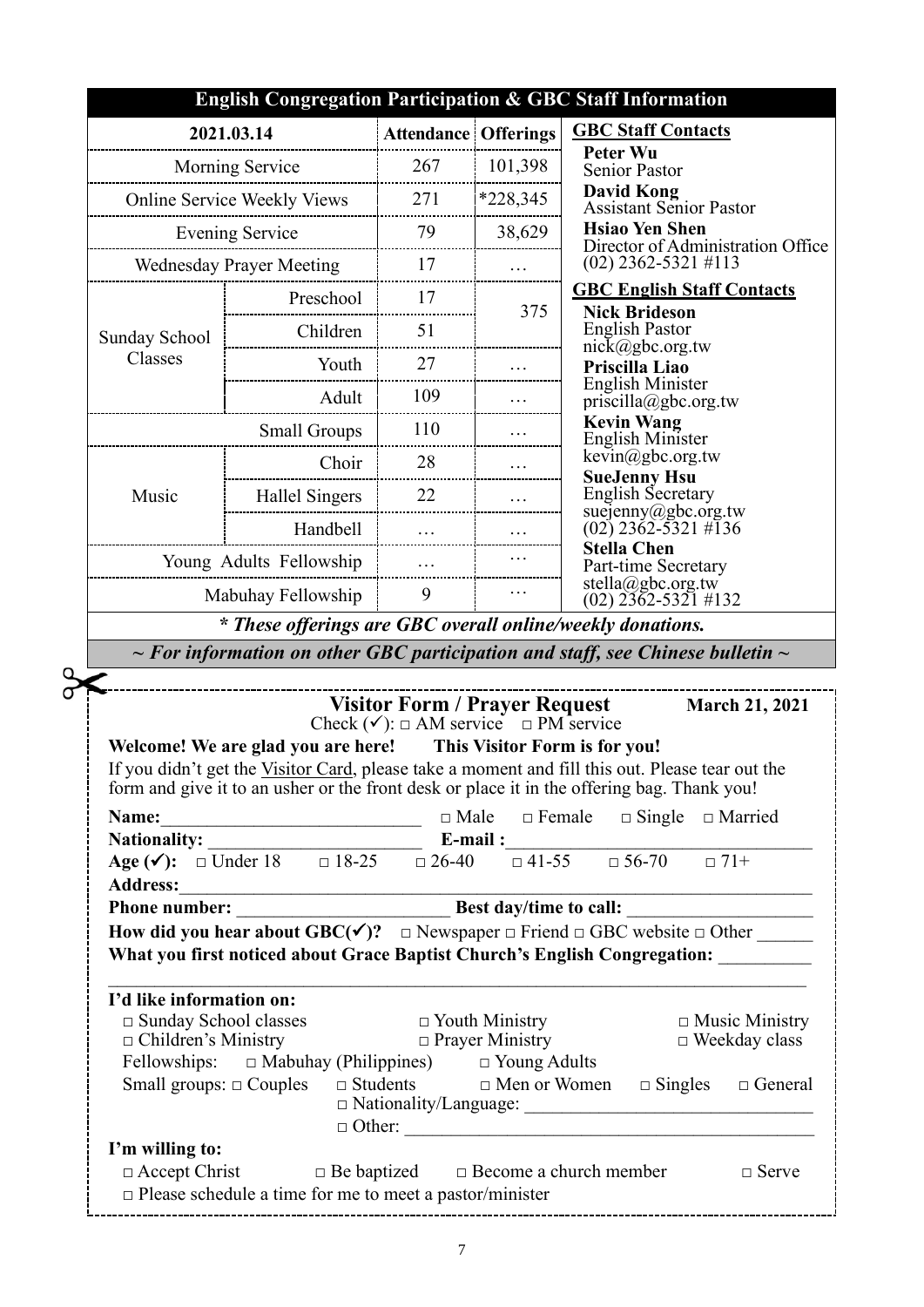## English Congregation Participation & GBC Staff Information

| 2021.03.14 | | Attendance | Offerings |
|---|---|---|---|
| Morning Service | | 267 | 101,398 |
| Online Service Weekly Views | | 271 | *228,345 |
| Evening Service | | 79 | 38,629 |
| Wednesday Prayer Meeting | | 17 | … |
| Sunday School Classes | Preschool | 17 | 375 |
| | Children | 51 | |
| | Youth | 27 | … |
| | Adult | 109 | … |
| Small Groups | | 110 | … |
| Music | Choir | 28 | … |
| | Hallel Singers | 22 | … |
| | Handbell | … | … |
| Young Adults Fellowship | | … | … |
| Mabuhay Fellowship | | 9 | … |

***These offerings are GBC overall online/weekly donations.***

**GBC Staff Contacts**

**Peter Wu**
Senior Pastor

**David Kong**
Assistant Senior Pastor

**Hsiao Yen Shen**
Director of Administration Office
(02) 2362-5321 #113

**GBC English Staff Contacts**

**Nick Brideson**
English Pastor
nick@gbc.org.tw

**Priscilla Liao**
English Minister
priscilla@gbc.org.tw

**Kevin Wang**
English Minister
kevin@gbc.org.tw

**SueJenny Hsu**
English Secretary
suejenny@gbc.org.tw
(02) 2362-5321 #136

**Stella Chen**
Part-time Secretary
stella@gbc.org.tw
(02) 2362-5321 #132

***~ For information on other GBC participation and staff, see Chinese bulletin ~***

---

## Visitor Form / Prayer Request

**March 21, 2021**

Check (✓): □ AM service □ PM service

**Welcome! We are glad you are here! This Visitor Form is for you!**

If you didn't get the Visitor Card, please take a moment and fill this out. Please tear out the form and give it to an usher or the front desk or place it in the offering bag. Thank you!

**Name:**\_\_\_\_\_\_\_\_\_\_\_\_\_\_\_\_\_\_\_\_\_\_\_\_\_\_\_\_ □ Male □ Female □ Single □ Married

**Nationality:** \_\_\_\_\_\_\_\_\_\_\_\_\_\_\_\_\_\_\_\_\_\_\_ **E-mail :**\_\_\_\_\_\_\_\_\_\_\_\_\_\_\_\_\_\_\_\_\_\_\_\_\_\_\_\_\_\_\_

**Age (✓):** □ Under 18 □ 18-25 □ 26-40 □ 41-55 □ 56-70 □ 71+

**Address:**\_\_\_\_\_\_\_\_\_\_\_\_\_\_\_\_\_\_\_\_\_\_\_\_\_\_\_\_\_\_\_\_\_\_\_\_\_\_\_\_\_\_\_\_\_\_\_\_\_\_\_\_\_\_\_\_\_\_\_\_\_\_\_\_\_\_\_

**Phone number:** \_\_\_\_\_\_\_\_\_\_\_\_\_\_\_\_\_\_\_\_\_\_\_ **Best day/time to call:** \_\_\_\_\_\_\_\_\_\_\_\_\_\_\_\_\_\_\_\_

**How did you hear about GBC(✓)?** □ Newspaper □ Friend □ GBC website □ Other \_\_\_\_\_\_

**What you first noticed about Grace Baptist Church's English Congregation:** \_\_\_\_\_\_\_\_\_\_

\_\_\_\_\_\_\_\_\_\_\_\_\_\_\_\_\_\_\_\_\_\_\_\_\_\_\_\_\_\_\_\_\_\_\_\_\_\_\_\_\_\_\_\_\_\_\_\_\_\_\_\_\_\_\_\_\_\_\_\_\_\_\_\_\_\_\_\_\_\_\_\_\_\_\_\_\_

**I'd like information on:**

□ Sunday School classes □ Youth Ministry □ Music Ministry
□ Children's Ministry □ Prayer Ministry □ Weekday class
Fellowships: □ Mabuhay (Philippines) □ Young Adults
Small groups: □ Couples □ Students □ Men or Women □ Singles □ General
□ Nationality/Language: \_\_\_\_\_\_\_\_\_\_\_\_\_\_\_\_\_\_\_\_\_\_\_\_\_\_\_\_\_\_\_
□ Other: \_\_\_\_\_\_\_\_\_\_\_\_\_\_\_\_\_\_\_\_\_\_\_\_\_\_\_\_\_\_\_\_\_\_\_\_\_\_\_\_\_\_\_

**I'm willing to:**

□ Accept Christ □ Be baptized □ Become a church member □ Serve
□ Please schedule a time for me to meet a pastor/minister